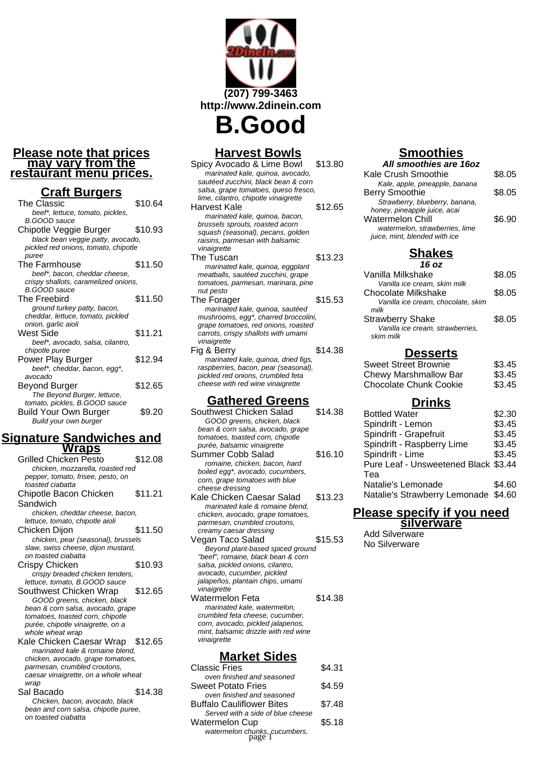(207) 799-3463
http://www.2dinein.com

# B.Good

**Please note that prices may vary from the restaurant menu prices.**

## Craft Burgers

The Classic $10.64
*beef*, lettuce, tomato, pickles, B.GOOD sauce*

Chipotle Veggie Burger $10.93
*black bean veggie patty, avocado, pickled red onions, tomato, chipotle puree*

The Farmhouse $11.50
*beef*, bacon, cheddar cheese, crispy shallots, caramelized onions, B.GOOD sauce*

The Freebird $11.50
*ground turkey patty, bacon, cheddar cheese, lettuce, tomato, pickled onion, garlic aioli*

West Side $11.21
*beef*, avocado, salsa, cilantro, chipotle puree*

Power Play Burger $12.94
*beef*, cheddar, bacon, egg*, avocado*

Beyond Burger $12.65
*The Beyond Burger, lettuce, tomato, pickles, B.GOOD sauce*

Build Your Own Burger $9.20
*Build your own burger*

## Signature Sandwiches and Wraps

Grilled Chicken Pesto $12.08
*chicken, mozzarella, roasted red pepper, tomato, frisee, pesto, on toasted ciabatta*

Chipotle Bacon Chicken Sandwich $11.21
*chicken, cheddar cheese, bacon, lettuce, tomato, chipotle aioli*

Chicken Dijon $11.50
*chicken, pear (seasonal), brussels slaw, swiss cheese, dijon mustard, on toasted ciabatta*

Crispy Chicken $10.93
*crispy breaded chicken tenders, lettuce, tomato, B.GOOD sauce*

Southwest Chicken Wrap $12.65
*GOOD greens, chicken, black bean & corn salsa, avocado, grape tomatoes, toasted corn, chipotle purée, chipotle vinaigrette, on a whole wheat wrap*

Kale Chicken Caesar Wrap $12.65
*marinated kale & romaine blend, chicken, avocado, grape tomatoes, parmesan, crumbled croutons, caesar vinaigrette, on a whole wheat wrap*

Sal Bacado $14.38
*Chicken, bacon, avocado, black bean and corn salsa, chipotle puree, on toasted ciabatta*

## Harvest Bowls

Spicy Avocado & Lime Bowl $13.80
*marinated kale, quinoa, avocado, sautéed zucchini, black bean & corn salsa, grape tomatoes, queso fresco, lime, cilantro, chipotle vinaigrette*

Harvest Kale $12.65
*marinated kale, quinoa, bacon, brussels sprouts, roasted acorn squash (seasonal), pecans, golden raisins, parmesan with balsamic vinaigrette*

The Tuscan $13.23
*marinated kale, quinoa, eggplant meatballs, sautéed zucchini, grape tomatoes, parmesan, marinara, pine nut pesto*

The Forager $15.53
*marinated kale, quinoa, sautéed mushrooms, egg*, charred broccolini, grape tomatoes, red onions, roasted carrots, crispy shallots with umami vinaigrette*

Fig & Berry $14.38
*marinated kale, quinoa, dried figs, raspberries, bacon, pear (seasonal), pickled red onions, crumbled feta cheese with red wine vinaigrette*

## Gathered Greens

Southwest Chicken Salad $14.38
*GOOD greens, chicken, black bean & corn salsa, avocado, grape tomatoes, toasted corn, chipotle purée, balsamic vinaigrette*

Summer Cobb Salad $16.10
*romaine, chicken, bacon, hard boiled egg*, avocado, cucumbers, corn, grape tomatoes with blue cheese dressing*

Kale Chicken Caesar Salad $13.23
*marinated kale & romaine blend, chicken, avocado, grape tomatoes, parmesan, crumbled croutons, creamy caesar dressing*

Vegan Taco Salad $15.53
*Beyond plant-based spiced ground "beef", romaine, black bean & corn salsa, pickled onions, cilantro, avocado, cucumber, pickled jalapeños, plantain chips, umami vinaigrette*

Watermelon Feta $14.38
*marinated kale, watermelon, crumbled feta cheese, cucumber, corn, avocado, pickled jalapenos, mint, balsamic drizzle with red wine vinaigrette*

## Market Sides

Classic Fries $4.31
*oven finished and seasoned*

Sweet Potato Fries $4.59
*oven finished and seasoned*

Buffalo Cauliflower Bites $7.48
*Served with a side of blue cheese*

Watermelon Cup $5.18
*watermelon chunks, cucumbers,*

## Smoothies

***All smoothies are 16oz***

Kale Crush Smoothie $8.05
*Kale, apple, pineapple, banana*

Berry Smoothie $8.05
*Strawberry, blueberry, banana, honey, pineapple juice, acai*

Watermelon Chill $6.90
*watermelon, strawberries, lime juice, mint, blended with ice*

## Shakes

***16 oz***

Vanilla Milkshake $8.05
*Vanilla ice cream, skim milk*

Chocolate Milkshake $8.05
*Vanilla ice cream, chocolate, skim milk*

Strawberry Shake $8.05
*Vanilla ice cream, strawberries, skim milk*

## Desserts

Sweet Street Brownie $3.45

Chewy Marshmallow Bar $3.45

Chocolate Chunk Cookie $3.45

## Drinks

Bottled Water $2.30

Spindrift - Lemon $3.45

Spindrift - Grapefruit $3.45

Spindrift - Raspberry Lime $3.45

Spindrift - Lime $3.45

Pure Leaf - Unsweetened Black Tea $3.44

Natalie's Lemonade $4.60

Natalie's Strawberry Lemonade $4.60

## Please specify if you need silverware

Add Silverware

No Silverware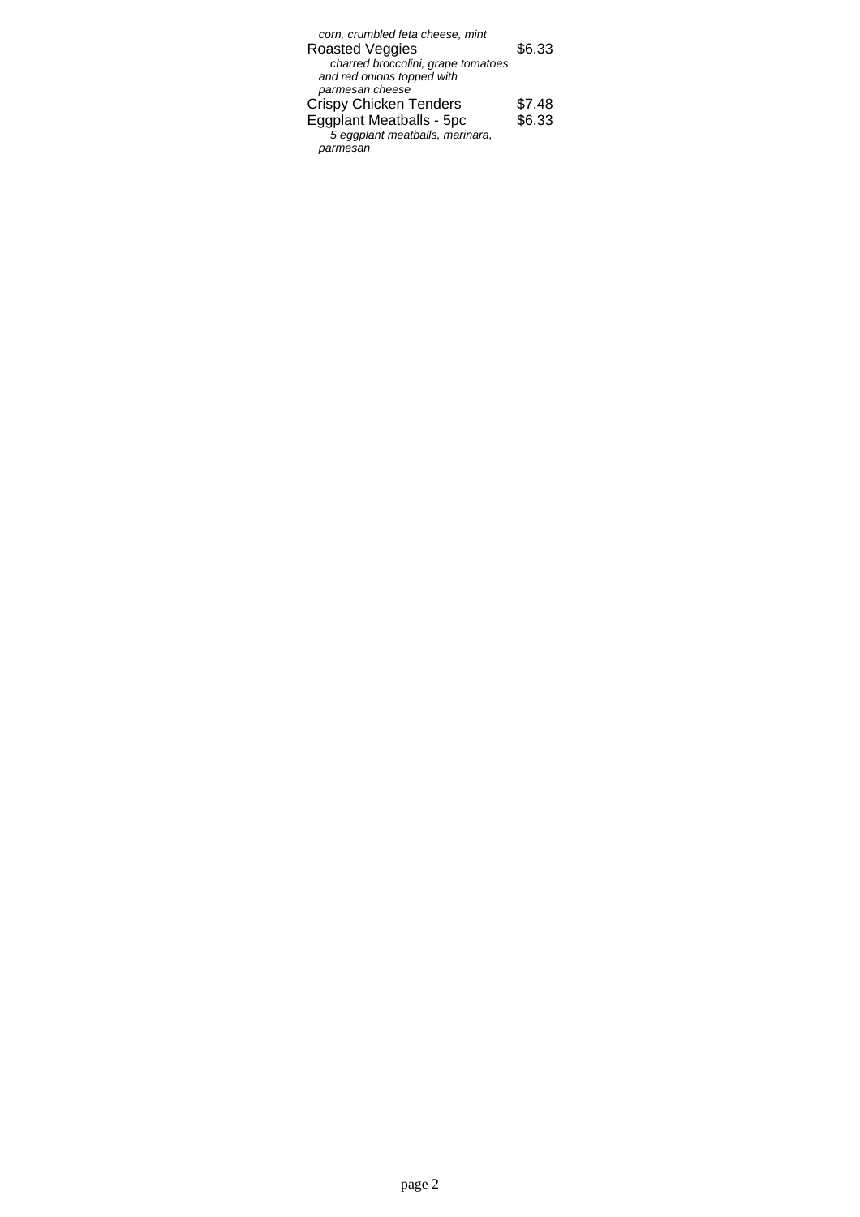*corn, crumbled feta cheese, mint*

Roasted Veggies $6.33

*charred broccolini, grape tomatoes and red onions topped with parmesan cheese*

Crispy Chicken Tenders $7.48

Eggplant Meatballs - 5pc $6.33

*5 eggplant meatballs, marinara, parmesan*